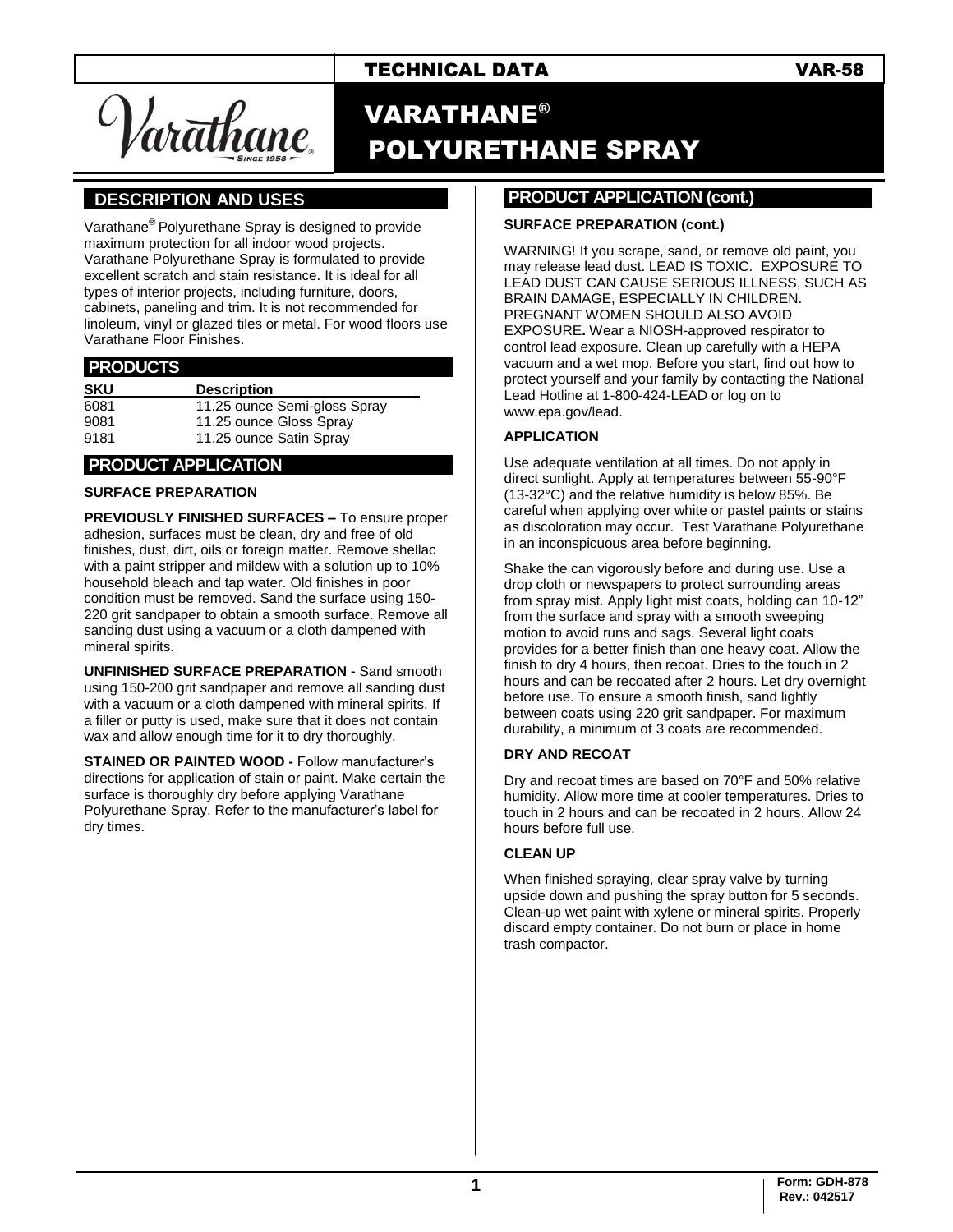# VARATHANE® POLYURETHANE SPRAY

TECHNICAL DATA VAR-58

## DESCRIPTION AND USES

Varathane® Polyurethane Spray is designed to provide maximum protection for all indoor wood projects. Varathane Polyurethane Spray is formulated to provide excellent scratch and stain resistance. It is ideal for all types of interior projects, including furniture, doors, cabinets, paneling and trim. It is not recommended for linoleum, vinyl or glazed tiles or metal. For wood floors use Varathane Floor Finishes.

## PRODUCTS

| SKU | Description |
|---|---|
| 6081 | 11.25 ounce Semi-gloss Spray |
| 9081 | 11.25 ounce Gloss Spray |
| 9181 | 11.25 ounce Satin Spray |

## PRODUCT APPLICATION

### SURFACE PREPARATION

**PREVIOUSLY FINISHED SURFACES –** To ensure proper adhesion, surfaces must be clean, dry and free of old finishes, dust, dirt, oils or foreign matter. Remove shellac with a paint stripper and mildew with a solution up to 10% household bleach and tap water. Old finishes in poor condition must be removed. Sand the surface using 150-220 grit sandpaper to obtain a smooth surface. Remove all sanding dust using a vacuum or a cloth dampened with mineral spirits.

**UNFINISHED SURFACE PREPARATION -** Sand smooth using 150-200 grit sandpaper and remove all sanding dust with a vacuum or a cloth dampened with mineral spirits. If a filler or putty is used, make sure that it does not contain wax and allow enough time for it to dry thoroughly.

**STAINED OR PAINTED WOOD -** Follow manufacturer's directions for application of stain or paint. Make certain the surface is thoroughly dry before applying Varathane Polyurethane Spray. Refer to the manufacturer's label for dry times.

## PRODUCT APPLICATION (cont.)

### SURFACE PREPARATION (cont.)

WARNING! If you scrape, sand, or remove old paint, you may release lead dust. LEAD IS TOXIC. EXPOSURE TO LEAD DUST CAN CAUSE SERIOUS ILLNESS, SUCH AS BRAIN DAMAGE, ESPECIALLY IN CHILDREN. PREGNANT WOMEN SHOULD ALSO AVOID EXPOSURE**.** Wear a NIOSH-approved respirator to control lead exposure. Clean up carefully with a HEPA vacuum and a wet mop. Before you start, find out how to protect yourself and your family by contacting the National Lead Hotline at 1-800-424-LEAD or log on to www.epa.gov/lead.

### APPLICATION

Use adequate ventilation at all times. Do not apply in direct sunlight. Apply at temperatures between 55-90°F (13-32°C) and the relative humidity is below 85%. Be careful when applying over white or pastel paints or stains as discoloration may occur. Test Varathane Polyurethane in an inconspicuous area before beginning.

Shake the can vigorously before and during use. Use a drop cloth or newspapers to protect surrounding areas from spray mist. Apply light mist coats, holding can 10-12" from the surface and spray with a smooth sweeping motion to avoid runs and sags. Several light coats provides for a better finish than one heavy coat. Allow the finish to dry 4 hours, then recoat. Dries to the touch in 2 hours and can be recoated after 2 hours. Let dry overnight before use. To ensure a smooth finish, sand lightly between coats using 220 grit sandpaper. For maximum durability, a minimum of 3 coats are recommended.

### DRY AND RECOAT

Dry and recoat times are based on 70°F and 50% relative humidity. Allow more time at cooler temperatures. Dries to touch in 2 hours and can be recoated in 2 hours. Allow 24 hours before full use.

### CLEAN UP

When finished spraying, clear spray valve by turning upside down and pushing the spray button for 5 seconds. Clean-up wet paint with xylene or mineral spirits. Properly discard empty container. Do not burn or place in home trash compactor.

Form: GDH-878
Rev.: 042517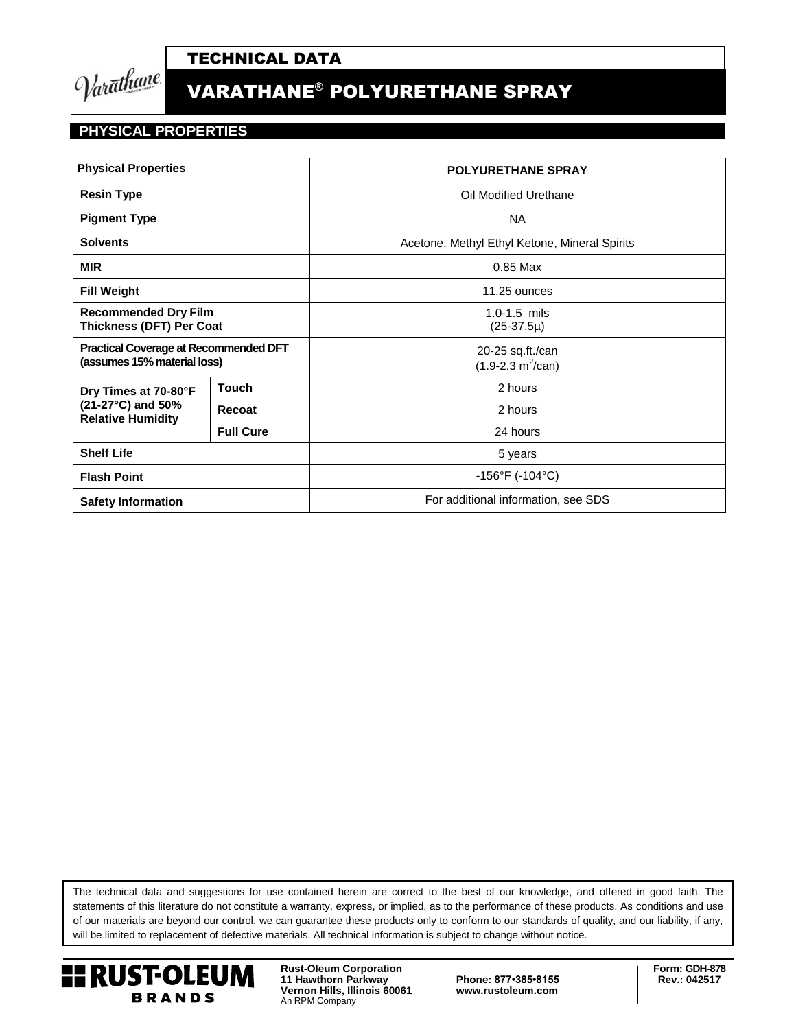# TECHNICAL DATA

# VARATHANE® POLYURETHANE SPRAY

## PHYSICAL PROPERTIES

| Physical Properties | | POLYURETHANE SPRAY |
|---|---|---|
| Resin Type | | Oil Modified Urethane |
| Pigment Type | | NA |
| Solvents | | Acetone, Methyl Ethyl Ketone, Mineral Spirits |
| MIR | | 0.85 Max |
| Fill Weight | | 11.25 ounces |
| Recommended Dry Film Thickness (DFT) Per Coat | | 1.0-1.5 mils (25-37.5μ) |
| Practical Coverage at Recommended DFT (assumes 15% material loss) | | 20-25 sq.ft./can ($1.9\text{-}2.3\ m^2$/can) |
| Dry Times at 70-80°F (21-27°C) and 50% Relative Humidity | Touch | 2 hours |
| | Recoat | 2 hours |
| | Full Cure | 24 hours |
| Shelf Life | | 5 years |
| Flash Point | | -156°F (-104°C) |
| Safety Information | | For additional information, see SDS |

The technical data and suggestions for use contained herein are correct to the best of our knowledge, and offered in good faith. The statements of this literature do not constitute a warranty, express, or implied, as to the performance of these products. As conditions and use of our materials are beyond our control, we can guarantee these products only to conform to our standards of quality, and our liability, if any, will be limited to replacement of defective materials. All technical information is subject to change without notice.

RUST-OLEUM BRANDS

**Rust-Oleum Corporation**
**11 Hawthorn Parkway**
**Vernon Hills, Illinois 60061**
An RPM Company

**Phone: 877•385•8155**
**www.rustoleum.com**

**Form: GDH-878**
**Rev.: 042517**